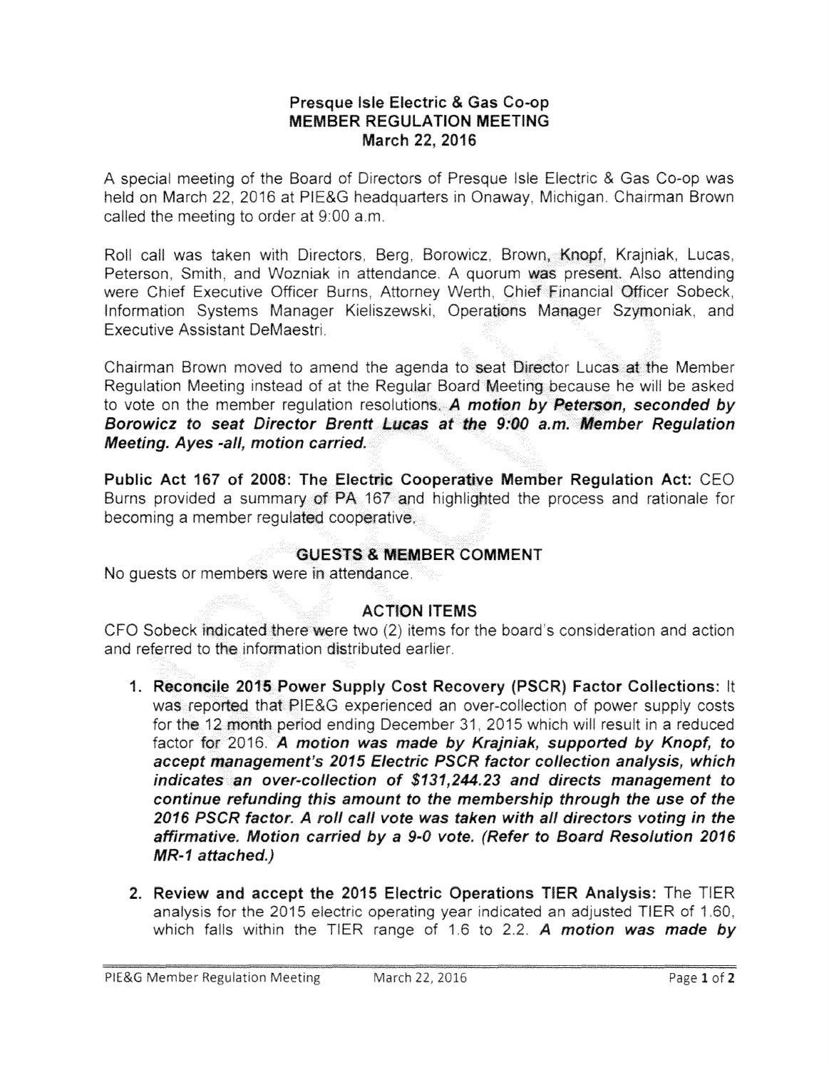**Presque Isle Electric & Gas Co-op**
**MEMBER REGULATION MEETING**
**March 22, 2016**

A special meeting of the Board of Directors of Presque Isle Electric & Gas Co-op was held on March 22, 2016 at PIE&G headquarters in Onaway, Michigan. Chairman Brown called the meeting to order at 9:00 a.m.

Roll call was taken with Directors, Berg, Borowicz, Brown, Knopf, Krajniak, Lucas, Peterson, Smith, and Wozniak in attendance. A quorum was present. Also attending were Chief Executive Officer Burns, Attorney Werth, Chief Financial Officer Sobeck, Information Systems Manager Kieliszewski, Operations Manager Szymoniak, and Executive Assistant DeMaestri.

Chairman Brown moved to amend the agenda to seat Director Lucas at the Member Regulation Meeting instead of at the Regular Board Meeting because he will be asked to vote on the member regulation resolutions. ***A motion by Peterson, seconded by Borowicz to seat Director Brentt Lucas at the 9:00 a.m. Member Regulation Meeting. Ayes -all, motion carried.***

**Public Act 167 of 2008: The Electric Cooperative Member Regulation Act:** CEO Burns provided a summary of PA 167 and highlighted the process and rationale for becoming a member regulated cooperative.

**GUESTS & MEMBER COMMENT**

No guests or members were in attendance.

**ACTION ITEMS**

CFO Sobeck indicated there were two (2) items for the board's consideration and action and referred to the information distributed earlier.

1. **Reconcile 2015 Power Supply Cost Recovery (PSCR) Factor Collections:** It was reported that PIE&G experienced an over-collection of power supply costs for the 12 month period ending December 31, 2015 which will result in a reduced factor for 2016. ***A motion was made by Krajniak, supported by Knopf, to accept management's 2015 Electric PSCR factor collection analysis, which indicates an over-collection of $131,244.23 and directs management to continue refunding this amount to the membership through the use of the 2016 PSCR factor. A roll call vote was taken with all directors voting in the affirmative. Motion carried by a 9-0 vote. (Refer to Board Resolution 2016 MR-1 attached.)***

2. **Review and accept the 2015 Electric Operations TIER Analysis:** The TIER analysis for the 2015 electric operating year indicated an adjusted TIER of 1.60, which falls within the TIER range of 1.6 to 2.2. ***A motion was made by***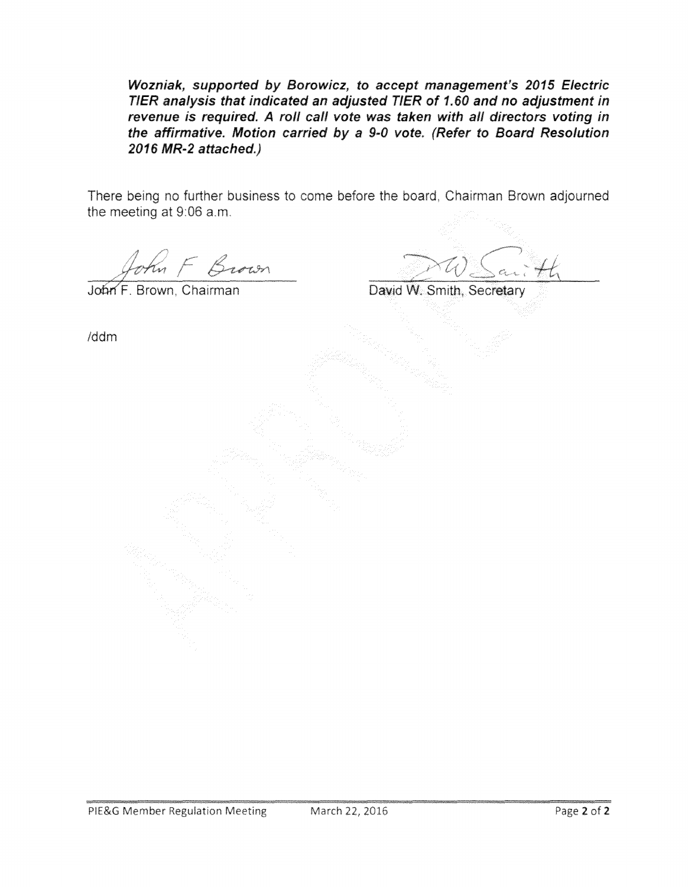***Wozniak, supported by Borowicz, to accept management's 2015 Electric TIER analysis that indicated an adjusted TIER of 1.60 and no adjustment in revenue is required. A roll call vote was taken with all directors voting in the affirmative. Motion carried by a 9-0 vote. (Refer to Board Resolution 2016 MR-2 attached.)***

There being no further business to come before the board, Chairman Brown adjourned the meeting at 9:06 a.m.

John F. Brown, Chairman

David W. Smith, Secretary

/ddm